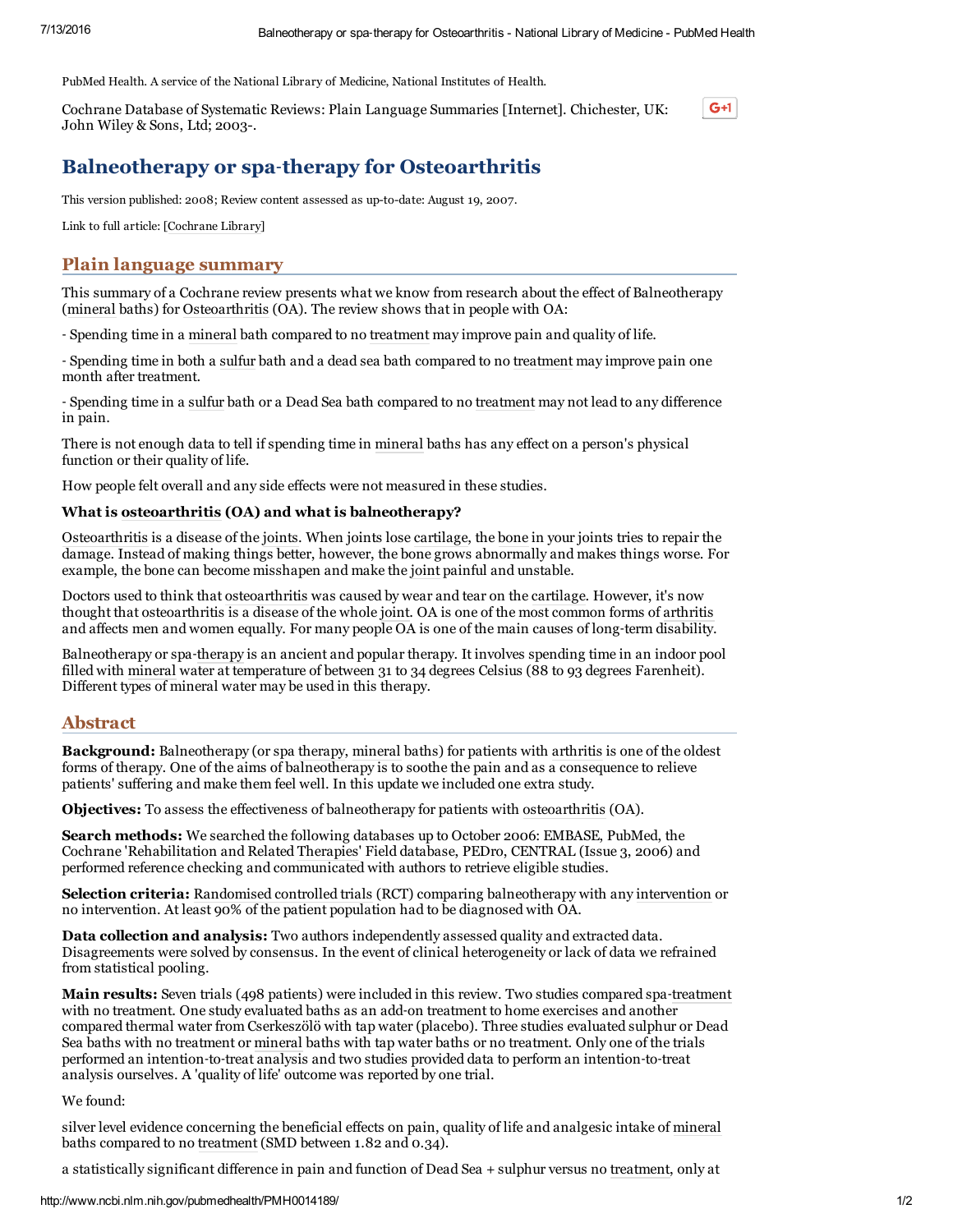PubMed Health. A service of the National Library of Medicine, National Institutes of Health.

Cochrane Database of Systematic Reviews: Plain Language Summaries [Internet]. Chichester, UK: John Wiley & Sons, Ltd; 2003-.

# Balneotherapy or spa-therapy for Osteoarthritis

This version published: 2008; Review content assessed as up-to-date: August 19, 2007.

Link to full article: [Cochrane Library]

## Plain language summary

This summary of a Cochrane review presents what we know from research about the effect of Balneotherapy (mineral baths) for Osteoarthritis (OA). The review shows that in people with OA:

- Spending time in a mineral bath compared to no treatment may improve pain and quality of life.

- Spending time in both a sulfur bath and a dead sea bath compared to no treatment may improve pain one month after treatment.

- Spending time in a sulfur bath or a Dead Sea bath compared to no treatment may not lead to any difference in pain.

There is not enough data to tell if spending time in mineral baths has any effect on a person's physical function or their quality of life.

How people felt overall and any side effects were not measured in these studies.

### What is osteoarthritis (OA) and what is balneotherapy?

Osteoarthritis is a disease of the joints. When joints lose cartilage, the bone in your joints tries to repair the damage. Instead of making things better, however, the bone grows abnormally and makes things worse. For example, the bone can become misshapen and make the joint painful and unstable.

Doctors used to think that osteoarthritis was caused by wear and tear on the cartilage. However, it's now thought that osteoarthritis is a disease of the whole joint. OA is one of the most common forms of arthritis and affects men and women equally. For many people OA is one of the main causes of long-term disability.

Balneotherapy or spa-therapy is an ancient and popular therapy. It involves spending time in an indoor pool filled with mineral water at temperature of between 31 to 34 degrees Celsius (88 to 93 degrees Farenheit). Different types of mineral water may be used in this therapy.

## Abstract

**Background:** Balneotherapy (or spa therapy, mineral baths) for patients with arthritis is one of the oldest forms of therapy. One of the aims of balneotherapy is to soothe the pain and as a consequence to relieve patients' suffering and make them feel well. In this update we included one extra study.

**Objectives:** To assess the effectiveness of balneotherapy for patients with osteoarthritis (OA).

**Search methods:** We searched the following databases up to October 2006: EMBASE, PubMed, the Cochrane 'Rehabilitation and Related Therapies' Field database, PEDro, CENTRAL (Issue 3, 2006) and performed reference checking and communicated with authors to retrieve eligible studies.

**Selection criteria:** Randomised controlled trials (RCT) comparing balneotherapy with any intervention or no intervention. At least 90% of the patient population had to be diagnosed with OA.

**Data collection and analysis:** Two authors independently assessed quality and extracted data. Disagreements were solved by consensus. In the event of clinical heterogeneity or lack of data we refrained from statistical pooling.

**Main results:** Seven trials (498 patients) were included in this review. Two studies compared spa-treatment with no treatment. One study evaluated baths as an add-on treatment to home exercises and another compared thermal water from Cserkeszölö with tap water (placebo). Three studies evaluated sulphur or Dead Sea baths with no treatment or mineral baths with tap water baths or no treatment. Only one of the trials performed an intention-to-treat analysis and two studies provided data to perform an intention-to-treat analysis ourselves. A 'quality of life' outcome was reported by one trial.

We found:

silver level evidence concerning the beneficial effects on pain, quality of life and analgesic intake of mineral baths compared to no treatment (SMD between 1.82 and 0.34).

a statistically significant difference in pain and function of Dead Sea + sulphur versus no treatment, only at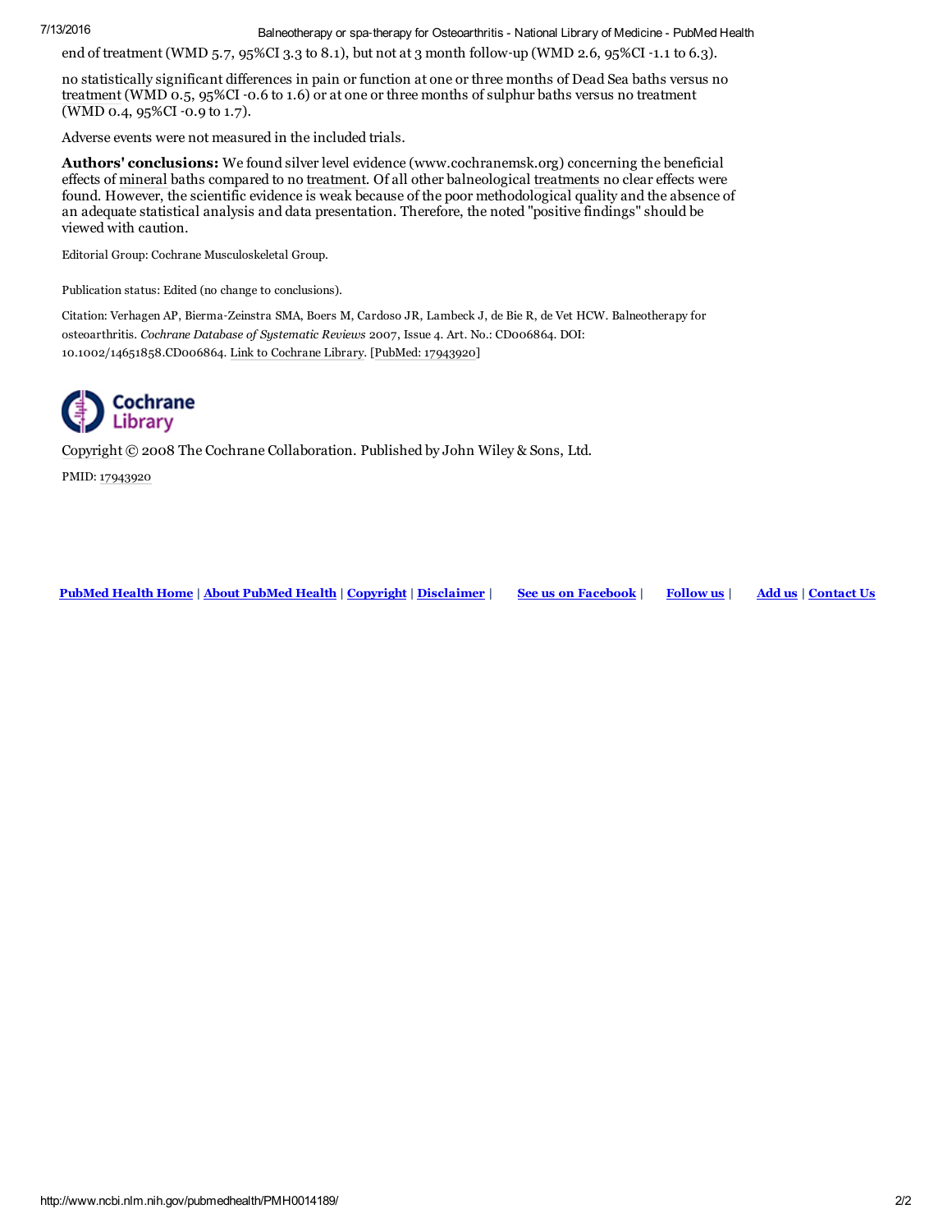end of treatment (WMD 5.7, 95%CI 3.3 to 8.1), but not at 3 month follow-up (WMD 2.6, 95%CI -1.1 to 6.3).

no statistically significant differences in pain or function at one or three months of Dead Sea baths versus no treatment (WMD 0.5, 95%CI -0.6 to 1.6) or at one or three months of sulphur baths versus no treatment (WMD 0.4, 95%CI -0.9 to 1.7).

Adverse events were not measured in the included trials.

**Authors' conclusions:** We found silver level evidence (www.cochranemsk.org) concerning the beneficial effects of mineral baths compared to no treatment. Of all other balneological treatments no clear effects were found. However, the scientific evidence is weak because of the poor methodological quality and the absence of an adequate statistical analysis and data presentation. Therefore, the noted "positive findings" should be viewed with caution.

Editorial Group: Cochrane Musculoskeletal Group.

Publication status: Edited (no change to conclusions).

Citation: Verhagen AP, Bierma-Zeinstra SMA, Boers M, Cardoso JR, Lambeck J, de Bie R, de Vet HCW. Balneotherapy for osteoarthritis. *Cochrane Database of Systematic Reviews* 2007, Issue 4. Art. No.: CD006864. DOI: 10.1002/14651858.CD006864. Link to Cochrane Library. [PubMed: 17943920]

Cochrane Library

Copyright © 2008 The Cochrane Collaboration. Published by John Wiley & Sons, Ltd.

PMID: 17943920

PubMed Health Home | About PubMed Health | Copyright | Disclaimer | See us on Facebook | Follow us | Add us | Contact Us